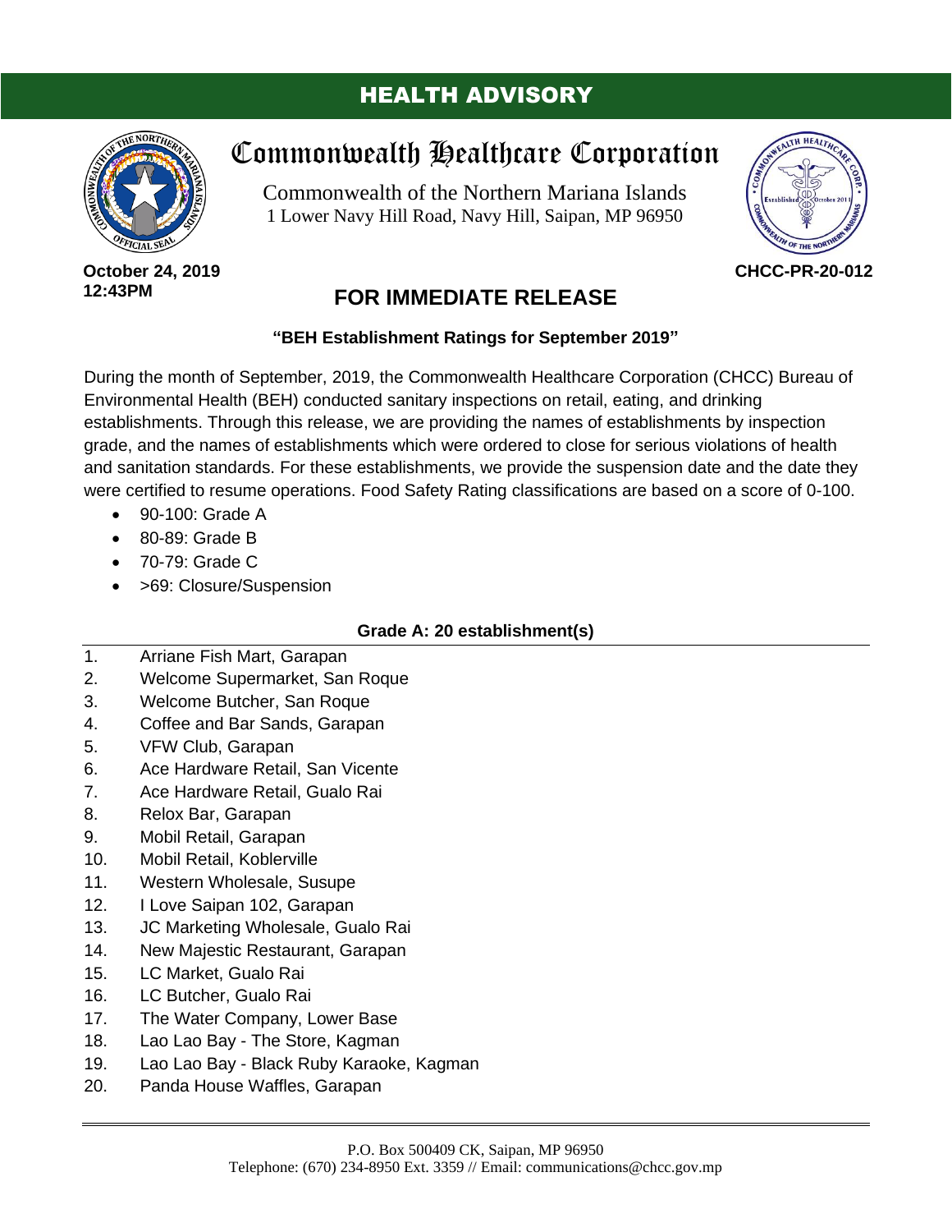# HEALTH ADVISORY

## Commonwealth Healthcare Corporation

Commonwealth of the Northern Mariana Islands
1 Lower Navy Hill Road, Navy Hill, Saipan, MP 96950

**October 24, 2019**
**12:43PM**

**CHCC-PR-20-012**

## FOR IMMEDIATE RELEASE

**"BEH Establishment Ratings for September 2019"**

During the month of September, 2019, the Commonwealth Healthcare Corporation (CHCC) Bureau of Environmental Health (BEH) conducted sanitary inspections on retail, eating, and drinking establishments. Through this release, we are providing the names of establishments by inspection grade, and the names of establishments which were ordered to close for serious violations of health and sanitation standards. For these establishments, we provide the suspension date and the date they were certified to resume operations. Food Safety Rating classifications are based on a score of 0-100.

- 90-100: Grade A
- 80-89: Grade B
- 70-79: Grade C
- >69: Closure/Suspension

**Grade A: 20 establishment(s)**

1. Arriane Fish Mart, Garapan
2. Welcome Supermarket, San Roque
3. Welcome Butcher, San Roque
4. Coffee and Bar Sands, Garapan
5. VFW Club, Garapan
6. Ace Hardware Retail, San Vicente
7. Ace Hardware Retail, Gualo Rai
8. Relox Bar, Garapan
9. Mobil Retail, Garapan
10. Mobil Retail, Koblerville
11. Western Wholesale, Susupe
12. I Love Saipan 102, Garapan
13. JC Marketing Wholesale, Gualo Rai
14. New Majestic Restaurant, Garapan
15. LC Market, Gualo Rai
16. LC Butcher, Gualo Rai
17. The Water Company, Lower Base
18. Lao Lao Bay - The Store, Kagman
19. Lao Lao Bay - Black Ruby Karaoke, Kagman
20. Panda House Waffles, Garapan

P.O. Box 500409 CK, Saipan, MP 96950
Telephone: (670) 234-8950 Ext. 3359 // Email: communications@chcc.gov.mp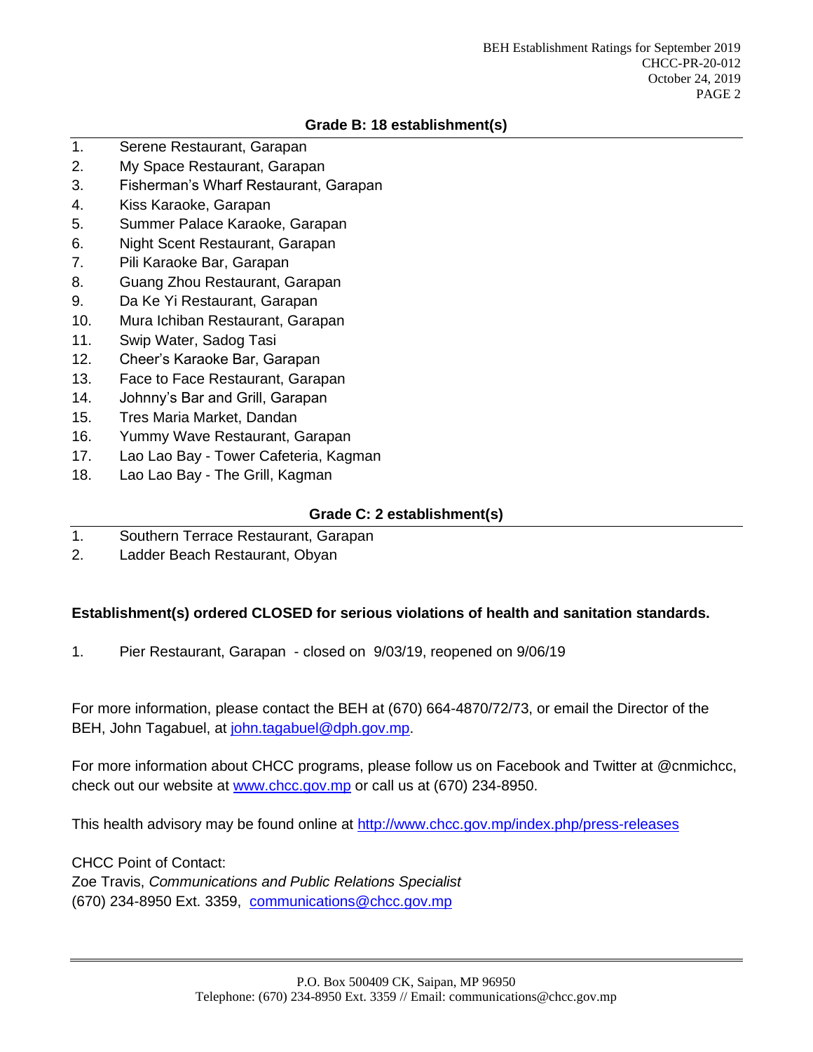### Grade B: 18 establishment(s)

1. Serene Restaurant, Garapan
2. My Space Restaurant, Garapan
3. Fisherman's Wharf Restaurant, Garapan
4. Kiss Karaoke, Garapan
5. Summer Palace Karaoke, Garapan
6. Night Scent Restaurant, Garapan
7. Pili Karaoke Bar, Garapan
8. Guang Zhou Restaurant, Garapan
9. Da Ke Yi Restaurant, Garapan
10. Mura Ichiban Restaurant, Garapan
11. Swip Water, Sadog Tasi
12. Cheer's Karaoke Bar, Garapan
13. Face to Face Restaurant, Garapan
14. Johnny's Bar and Grill, Garapan
15. Tres Maria Market, Dandan
16. Yummy Wave Restaurant, Garapan
17. Lao Lao Bay - Tower Cafeteria, Kagman
18. Lao Lao Bay - The Grill, Kagman

### Grade C: 2 establishment(s)

1. Southern Terrace Restaurant, Garapan
2. Ladder Beach Restaurant, Obyan

**Establishment(s) ordered CLOSED for serious violations of health and sanitation standards.**

1. Pier Restaurant, Garapan - closed on 9/03/19, reopened on 9/06/19

For more information, please contact the BEH at (670) 664-4870/72/73, or email the Director of the BEH, John Tagabuel, at john.tagabuel@dph.gov.mp.

For more information about CHCC programs, please follow us on Facebook and Twitter at @cnmichcc, check out our website at www.chcc.gov.mp or call us at (670) 234-8950.

This health advisory may be found online at http://www.chcc.gov.mp/index.php/press-releases

CHCC Point of Contact:
Zoe Travis, *Communications and Public Relations Specialist*
(670) 234-8950 Ext. 3359, communications@chcc.gov.mp

P.O. Box 500409 CK, Saipan, MP 96950
Telephone: (670) 234-8950 Ext. 3359 // Email: communications@chcc.gov.mp